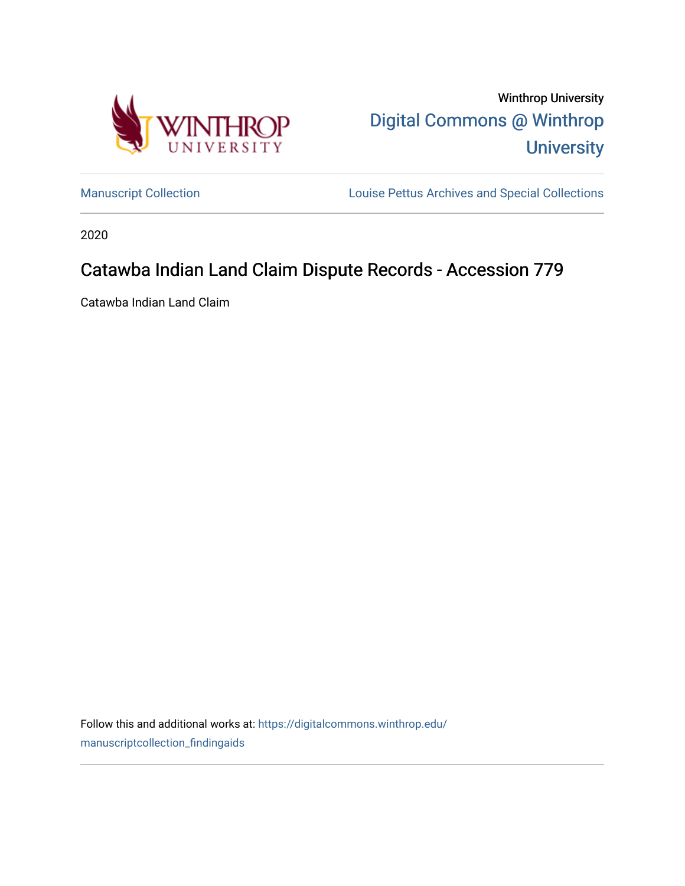Winthrop University

Digital Commons @ Winthrop University

Manuscript Collection | Louise Pettus Archives and Special Collections

2020

# Catawba Indian Land Claim Dispute Records - Accession 779

Catawba Indian Land Claim

Follow this and additional works at: https://digitalcommons.winthrop.edu/manuscriptcollection_findingaids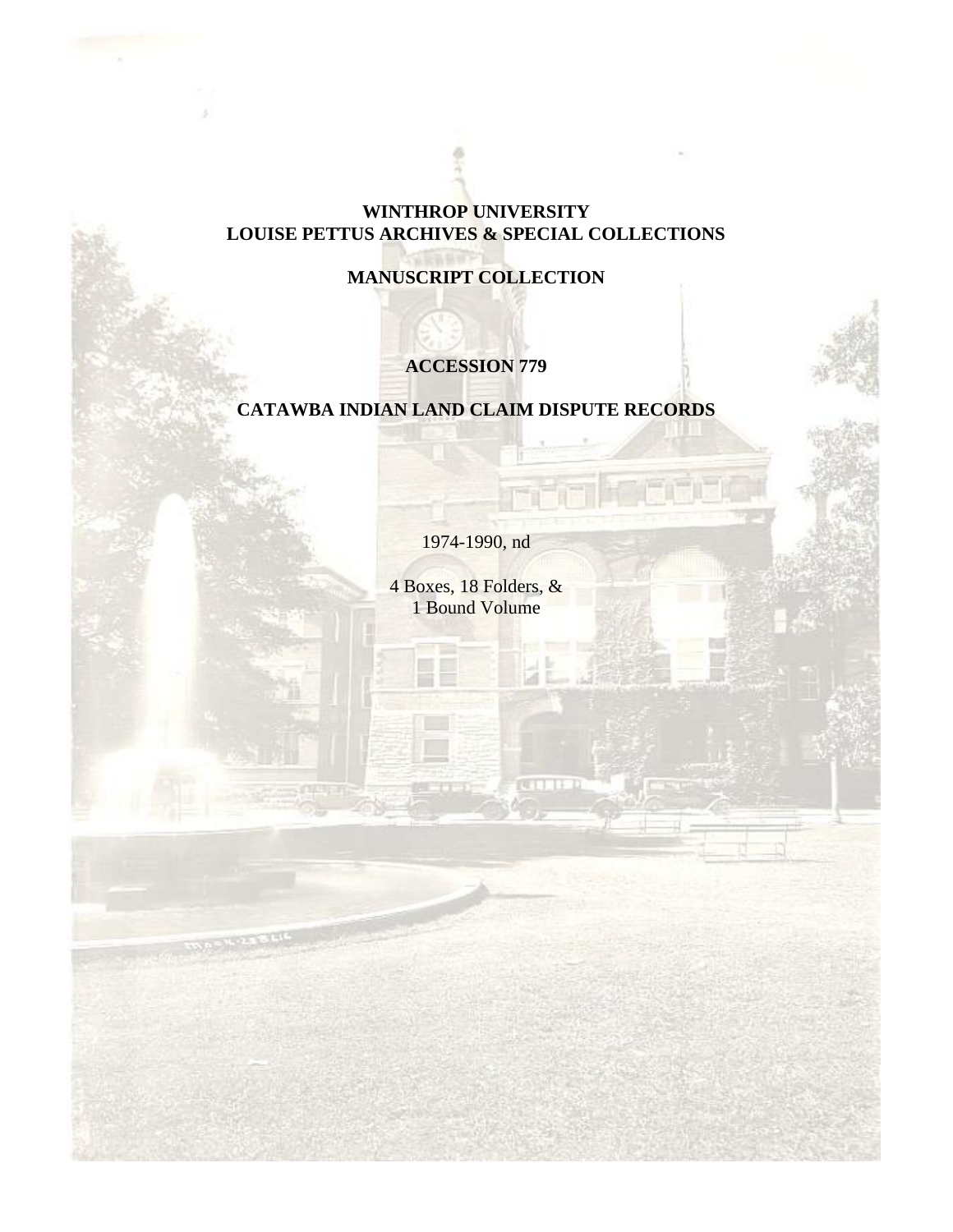**WINTHROP UNIVERSITY**
**LOUISE PETTUS ARCHIVES & SPECIAL COLLECTIONS**

**MANUSCRIPT COLLECTION**

**ACCESSION 779**

**CATAWBA INDIAN LAND CLAIM DISPUTE RECORDS**

1974-1990, nd

4 Boxes, 18 Folders, &
1 Bound Volume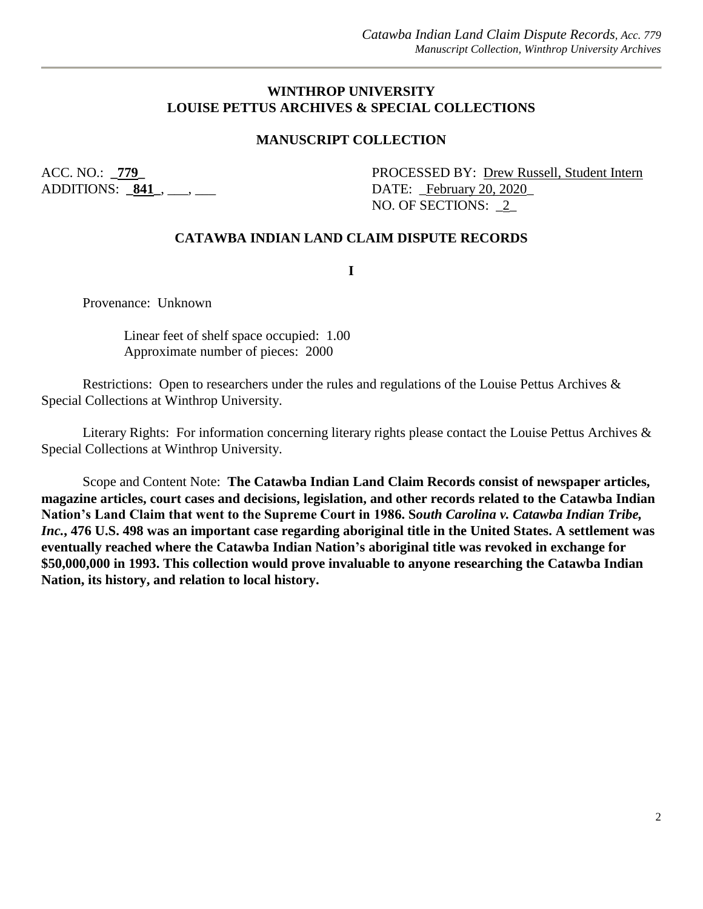**WINTHROP UNIVERSITY**
**LOUISE PETTUS ARCHIVES & SPECIAL COLLECTIONS**

**MANUSCRIPT COLLECTION**

ACC. NO.: **779**
ADDITIONS: **841**, ___, ___

PROCESSED BY: Drew Russell, Student Intern
DATE: February 20, 2020
NO. OF SECTIONS: 2

**CATAWBA INDIAN LAND CLAIM DISPUTE RECORDS**

**I**

Provenance: Unknown

Linear feet of shelf space occupied: 1.00
Approximate number of pieces: 2000

Restrictions: Open to researchers under the rules and regulations of the Louise Pettus Archives & Special Collections at Winthrop University.

Literary Rights: For information concerning literary rights please contact the Louise Pettus Archives & Special Collections at Winthrop University.

Scope and Content Note: **The Catawba Indian Land Claim Records consist of newspaper articles, magazine articles, court cases and decisions, legislation, and other records related to the Catawba Indian Nation's Land Claim that went to the Supreme Court in 1986. S*outh Carolina v. Catawba Indian Tribe, Inc.*, 476 U.S. 498 was an important case regarding aboriginal title in the United States. A settlement was eventually reached where the Catawba Indian Nation's aboriginal title was revoked in exchange for $50,000,000 in 1993. This collection would prove invaluable to anyone researching the Catawba Indian Nation, its history, and relation to local history.**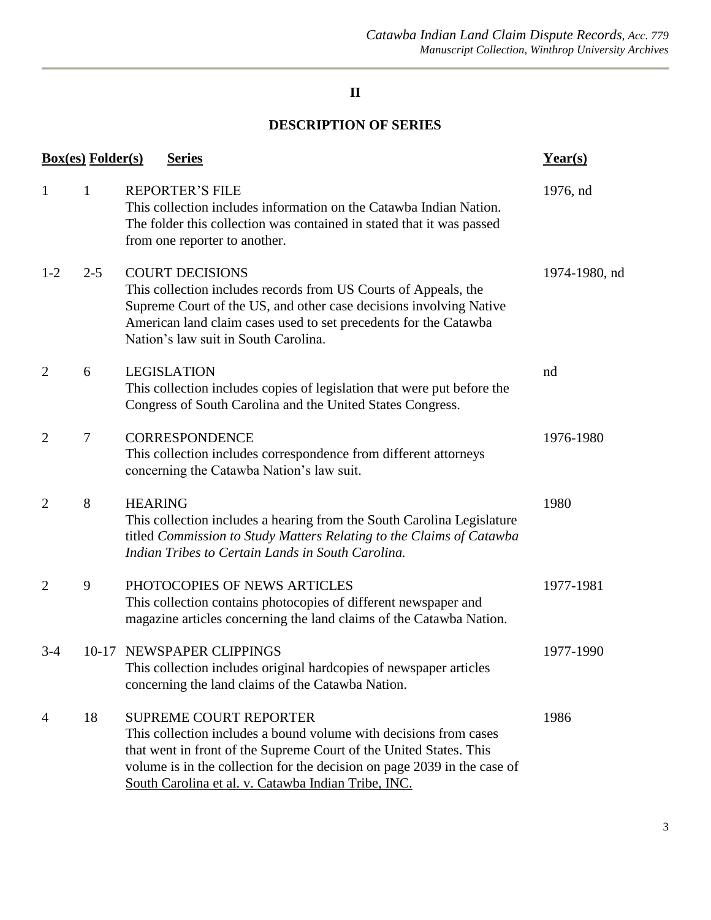## II

## DESCRIPTION OF SERIES

| Box(es) | Folder(s) | Series | Year(s) |
|---|---|---|---|
| 1 | 1 | REPORTER'S FILE<br>This collection includes information on the Catawba Indian Nation. The folder this collection was contained in stated that it was passed from one reporter to another. | 1976, nd |
| 1-2 | 2-5 | COURT DECISIONS<br>This collection includes records from US Courts of Appeals, the Supreme Court of the US, and other case decisions involving Native American land claim cases used to set precedents for the Catawba Nation's law suit in South Carolina. | 1974-1980, nd |
| 2 | 6 | LEGISLATION<br>This collection includes copies of legislation that were put before the Congress of South Carolina and the United States Congress. | nd |
| 2 | 7 | CORRESPONDENCE<br>This collection includes correspondence from different attorneys concerning the Catawba Nation's law suit. | 1976-1980 |
| 2 | 8 | HEARING<br>This collection includes a hearing from the South Carolina Legislature titled *Commission to Study Matters Relating to the Claims of Catawba Indian Tribes to Certain Lands in South Carolina.* | 1980 |
| 2 | 9 | PHOTOCOPIES OF NEWS ARTICLES<br>This collection contains photocopies of different newspaper and magazine articles concerning the land claims of the Catawba Nation. | 1977-1981 |
| 3-4 | 10-17 | NEWSPAPER CLIPPINGS<br>This collection includes original hardcopies of newspaper articles concerning the land claims of the Catawba Nation. | 1977-1990 |
| 4 | 18 | SUPREME COURT REPORTER<br>This collection includes a bound volume with decisions from cases that went in front of the Supreme Court of the United States. This volume is in the collection for the decision on page 2039 in the case of South Carolina et al. v. Catawba Indian Tribe, INC. | 1986 |